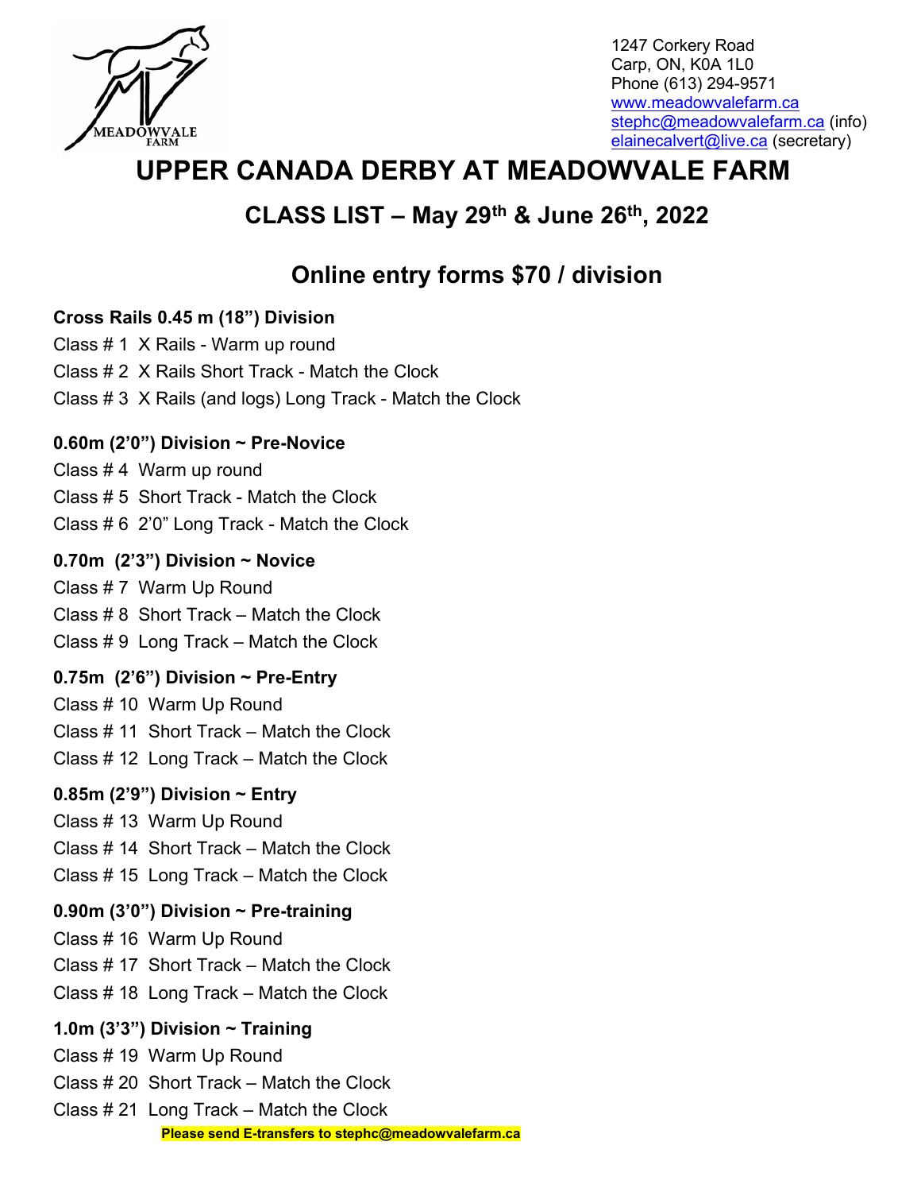1247 Corkery Road
Carp, ON, K0A 1L0
Phone (613) 294-9571
www.meadowvalefarm.ca
stephc@meadowvalefarm.ca (info)
elainecalvert@live.ca (secretary)

# UPPER CANADA DERBY AT MEADOWVALE FARM

## CLASS LIST – May 29th & June 26th, 2022

## Online entry forms $70 / division

**Cross Rails 0.45 m (18") Division**

Class # 1 X Rails - Warm up round
Class # 2 X Rails Short Track - Match the Clock
Class # 3 X Rails (and logs) Long Track - Match the Clock

**0.60m (2'0") Division ~ Pre-Novice**

Class # 4 Warm up round
Class # 5 Short Track - Match the Clock
Class # 6 2'0" Long Track - Match the Clock

**0.70m (2'3") Division ~ Novice**

Class # 7 Warm Up Round
Class # 8 Short Track – Match the Clock
Class # 9 Long Track – Match the Clock

**0.75m (2'6") Division ~ Pre-Entry**

Class # 10 Warm Up Round
Class # 11 Short Track – Match the Clock
Class # 12 Long Track – Match the Clock

**0.85m (2'9") Division ~ Entry**

Class # 13 Warm Up Round
Class # 14 Short Track – Match the Clock
Class # 15 Long Track – Match the Clock

**0.90m (3'0") Division ~ Pre-training**

Class # 16 Warm Up Round
Class # 17 Short Track – Match the Clock
Class # 18 Long Track – Match the Clock

**1.0m (3'3") Division ~ Training**

Class # 19 Warm Up Round
Class # 20 Short Track – Match the Clock
Class # 21 Long Track – Match the Clock

**Please send E-transfers to stephc@meadowvalefarm.ca**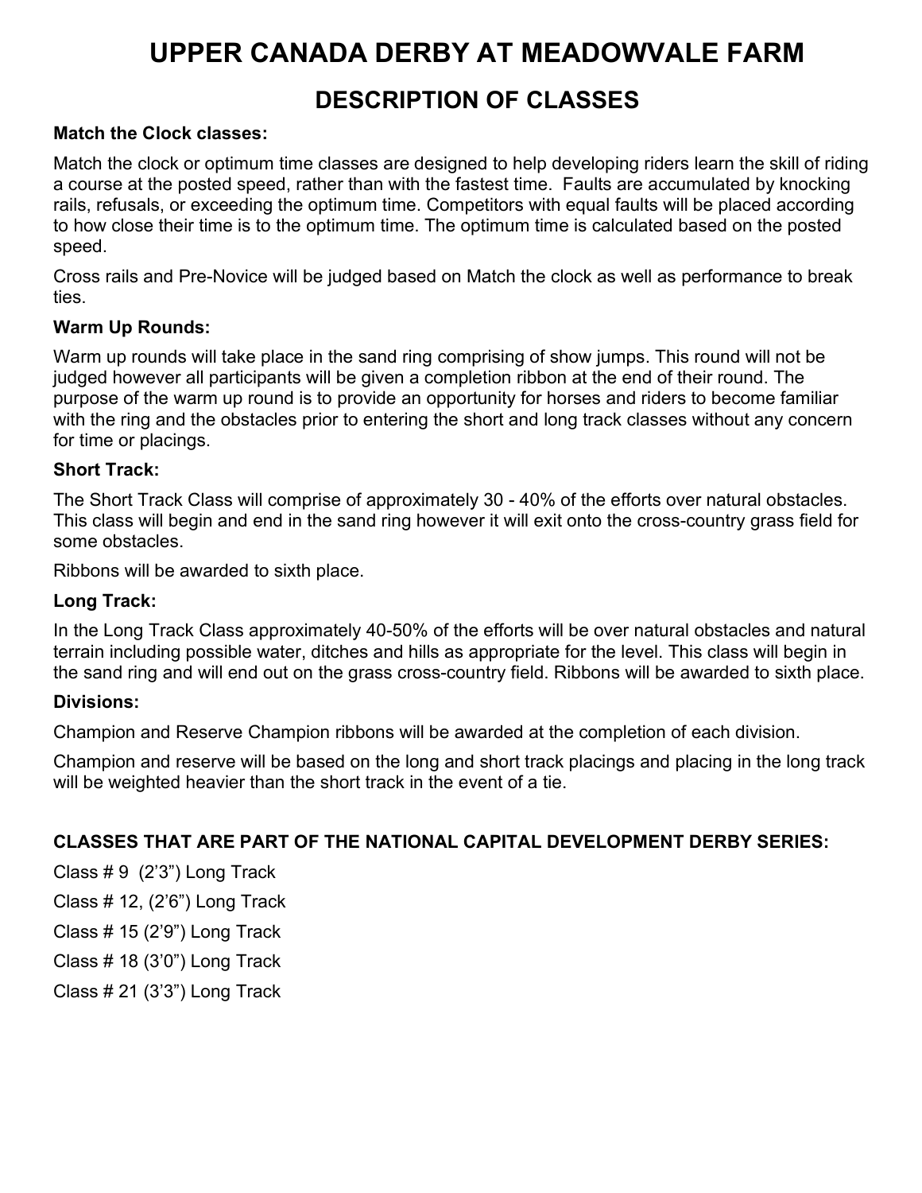# UPPER CANADA DERBY AT MEADOWVALE FARM

## DESCRIPTION OF CLASSES

**Match the Clock classes:**

Match the clock or optimum time classes are designed to help developing riders learn the skill of riding a course at the posted speed, rather than with the fastest time. Faults are accumulated by knocking rails, refusals, or exceeding the optimum time. Competitors with equal faults will be placed according to how close their time is to the optimum time. The optimum time is calculated based on the posted speed.

Cross rails and Pre-Novice will be judged based on Match the clock as well as performance to break ties.

**Warm Up Rounds:**

Warm up rounds will take place in the sand ring comprising of show jumps. This round will not be judged however all participants will be given a completion ribbon at the end of their round. The purpose of the warm up round is to provide an opportunity for horses and riders to become familiar with the ring and the obstacles prior to entering the short and long track classes without any concern for time or placings.

**Short Track:**

The Short Track Class will comprise of approximately 30 - 40% of the efforts over natural obstacles. This class will begin and end in the sand ring however it will exit onto the cross-country grass field for some obstacles.

Ribbons will be awarded to sixth place.

**Long Track:**

In the Long Track Class approximately 40-50% of the efforts will be over natural obstacles and natural terrain including possible water, ditches and hills as appropriate for the level. This class will begin in the sand ring and will end out on the grass cross-country field. Ribbons will be awarded to sixth place.

**Divisions:**

Champion and Reserve Champion ribbons will be awarded at the completion of each division.

Champion and reserve will be based on the long and short track placings and placing in the long track will be weighted heavier than the short track in the event of a tie.

**CLASSES THAT ARE PART OF THE NATIONAL CAPITAL DEVELOPMENT DERBY SERIES:**

Class # 9 (2'3") Long Track

Class # 12, (2'6") Long Track

Class # 15 (2'9") Long Track

Class # 18 (3'0") Long Track

Class # 21 (3'3") Long Track